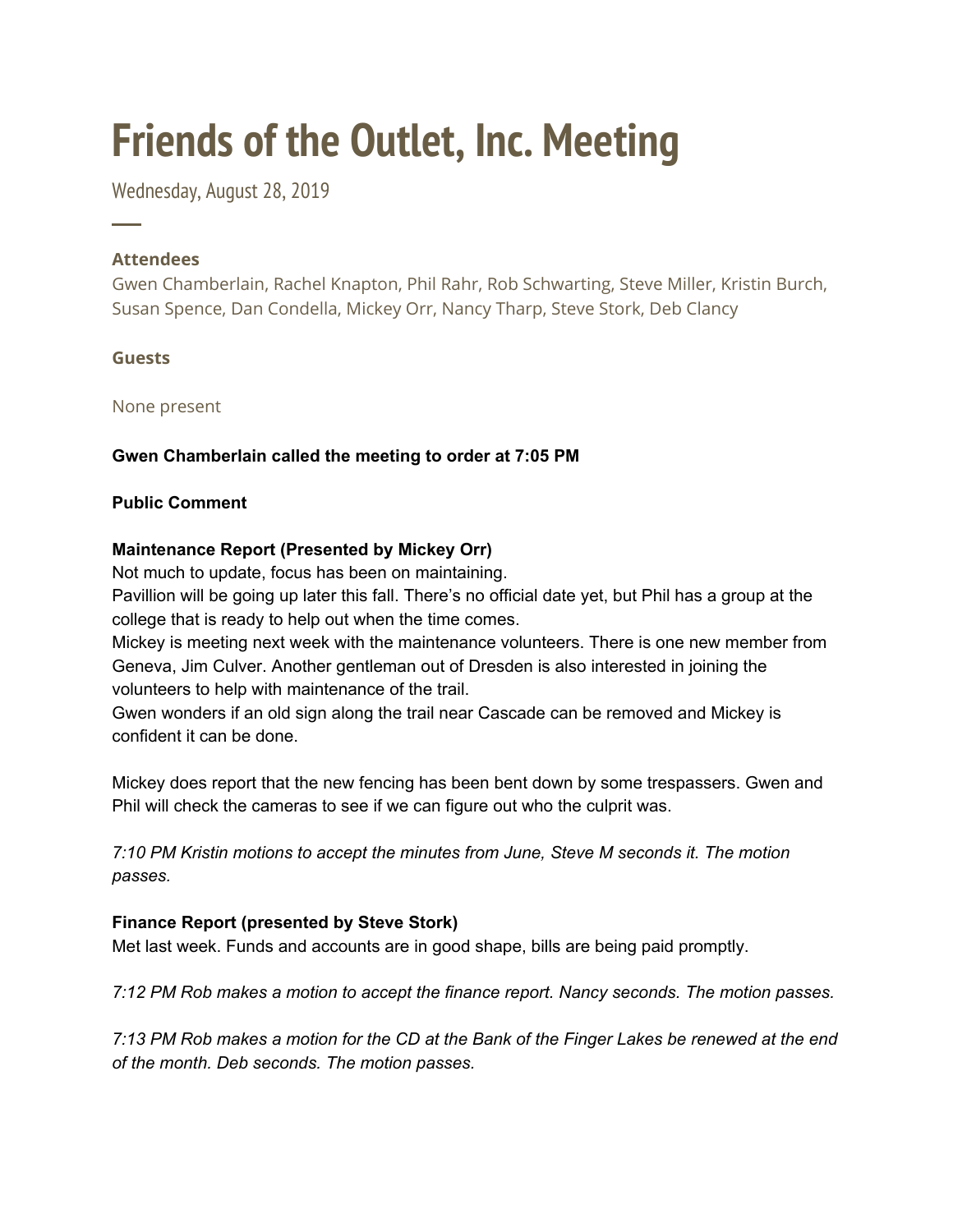# Friends of the Outlet, Inc. Meeting

Wednesday, August 28, 2019

### Attendees

Gwen Chamberlain, Rachel Knapton, Phil Rahr, Rob Schwarting, Steve Miller, Kristin Burch, Susan Spence, Dan Condella, Mickey Orr, Nancy Tharp, Steve Stork, Deb Clancy

### Guests

None present

**Gwen Chamberlain called the meeting to order at 7:05 PM**

**Public Comment**

**Maintenance Report (Presented by Mickey Orr)**
Not much to update, focus has been on maintaining.
Pavillion will be going up later this fall. There's no official date yet, but Phil has a group at the college that is ready to help out when the time comes.
Mickey is meeting next week with the maintenance volunteers. There is one new member from Geneva, Jim Culver. Another gentleman out of Dresden is also interested in joining the volunteers to help with maintenance of the trail.
Gwen wonders if an old sign along the trail near Cascade can be removed and Mickey is confident it can be done.

Mickey does report that the new fencing has been bent down by some trespassers. Gwen and Phil will check the cameras to see if we can figure out who the culprit was.

*7:10 PM Kristin motions to accept the minutes from June, Steve M seconds it. The motion passes.*

**Finance Report (presented by Steve Stork)**
Met last week. Funds and accounts are in good shape, bills are being paid promptly.

*7:12 PM Rob makes a motion to accept the finance report. Nancy seconds. The motion passes.*

*7:13 PM Rob makes a motion for the CD at the Bank of the Finger Lakes be renewed at the end of the month. Deb seconds. The motion passes.*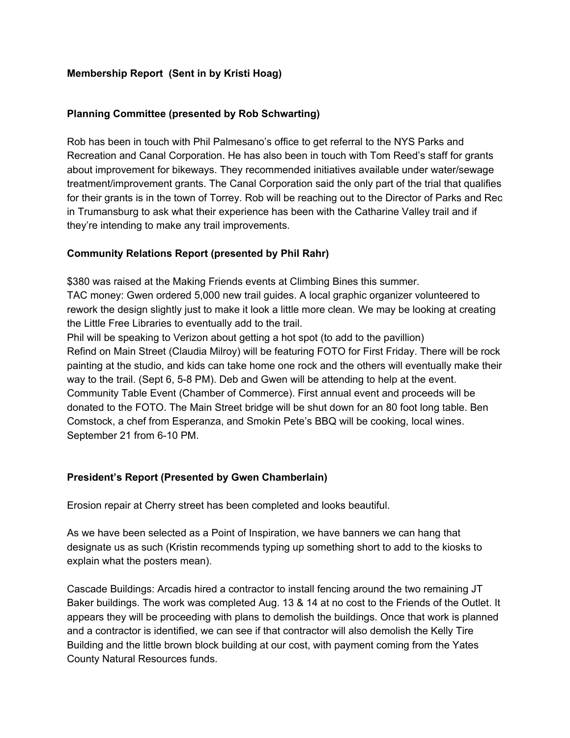**Membership Report  (Sent in by Kristi Hoag)**

**Planning Committee (presented by Rob Schwarting)**

Rob has been in touch with Phil Palmesano's office to get referral to the NYS Parks and Recreation and Canal Corporation. He has also been in touch with Tom Reed's staff for grants about improvement for bikeways. They recommended initiatives available under water/sewage treatment/improvement grants. The Canal Corporation said the only part of the trial that qualifies for their grants is in the town of Torrey. Rob will be reaching out to the Director of Parks and Rec in Trumansburg to ask what their experience has been with the Catharine Valley trail and if they're intending to make any trail improvements.

**Community Relations Report (presented by Phil Rahr)**

$380 was raised at the Making Friends events at Climbing Bines this summer.
TAC money: Gwen ordered 5,000 new trail guides. A local graphic organizer volunteered to rework the design slightly just to make it look a little more clean. We may be looking at creating the Little Free Libraries to eventually add to the trail.
Phil will be speaking to Verizon about getting a hot spot (to add to the pavillion)
Refind on Main Street (Claudia Milroy) will be featuring FOTO for First Friday. There will be rock painting at the studio, and kids can take home one rock and the others will eventually make their way to the trail. (Sept 6, 5-8 PM). Deb and Gwen will be attending to help at the event.
Community Table Event (Chamber of Commerce). First annual event and proceeds will be donated to the FOTO. The Main Street bridge will be shut down for an 80 foot long table. Ben Comstock, a chef from Esperanza, and Smokin Pete's BBQ will be cooking, local wines. September 21 from 6-10 PM.

**President's Report (Presented by Gwen Chamberlain)**

Erosion repair at Cherry street has been completed and looks beautiful.

As we have been selected as a Point of Inspiration, we have banners we can hang that designate us as such (Kristin recommends typing up something short to add to the kiosks to explain what the posters mean).

Cascade Buildings: Arcadis hired a contractor to install fencing around the two remaining JT Baker buildings. The work was completed Aug. 13 & 14 at no cost to the Friends of the Outlet. It appears they will be proceeding with plans to demolish the buildings. Once that work is planned and a contractor is identified, we can see if that contractor will also demolish the Kelly Tire Building and the little brown block building at our cost, with payment coming from the Yates County Natural Resources funds.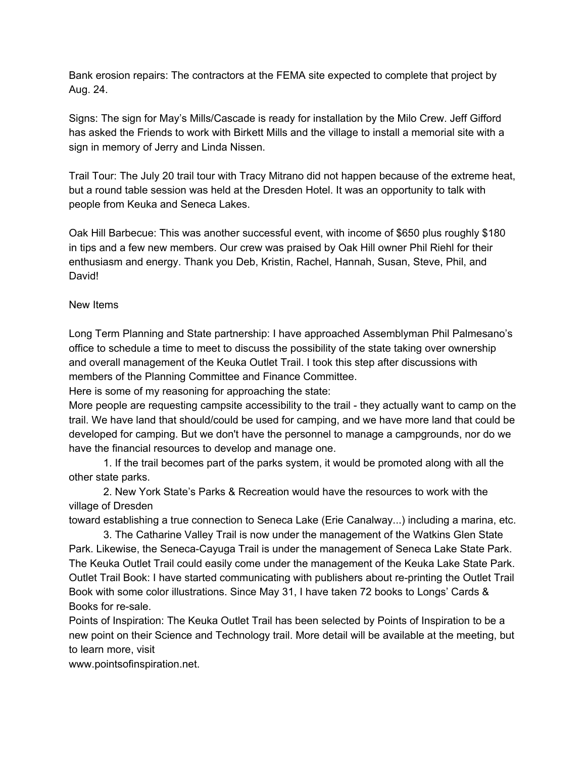Bank erosion repairs: The contractors at the FEMA site expected to complete that project by Aug. 24.

Signs: The sign for May's Mills/Cascade is ready for installation by the Milo Crew. Jeff Gifford has asked the Friends to work with Birkett Mills and the village to install a memorial site with a sign in memory of Jerry and Linda Nissen.

Trail Tour: The July 20 trail tour with Tracy Mitrano did not happen because of the extreme heat, but a round table session was held at the Dresden Hotel. It was an opportunity to talk with people from Keuka and Seneca Lakes.

Oak Hill Barbecue: This was another successful event, with income of $650 plus roughly $180 in tips and a few new members. Our crew was praised by Oak Hill owner Phil Riehl for their enthusiasm and energy. Thank you Deb, Kristin, Rachel, Hannah, Susan, Steve, Phil, and David!

New Items

Long Term Planning and State partnership: I have approached Assemblyman Phil Palmesano's office to schedule a time to meet to discuss the possibility of the state taking over ownership and overall management of the Keuka Outlet Trail. I took this step after discussions with members of the Planning Committee and Finance Committee.

Here is some of my reasoning for approaching the state:

More people are requesting campsite accessibility to the trail - they actually want to camp on the trail. We have land that should/could be used for camping, and we have more land that could be developed for camping. But we don't have the personnel to manage a campgrounds, nor do we have the financial resources to develop and manage one.

1. If the trail becomes part of the parks system, it would be promoted along with all the other state parks.
2. New York State's Parks & Recreation would have the resources to work with the village of Dresden toward establishing a true connection to Seneca Lake (Erie Canalway...) including a marina, etc.
3. The Catharine Valley Trail is now under the management of the Watkins Glen State Park. Likewise, the Seneca-Cayuga Trail is under the management of Seneca Lake State Park. The Keuka Outlet Trail could easily come under the management of the Keuka Lake State Park.

Outlet Trail Book: I have started communicating with publishers about re-printing the Outlet Trail Book with some color illustrations. Since May 31, I have taken 72 books to Longs' Cards & Books for re-sale.

Points of Inspiration: The Keuka Outlet Trail has been selected by Points of Inspiration to be a new point on their Science and Technology trail. More detail will be available at the meeting, but to learn more, visit www.pointsofinspiration.net.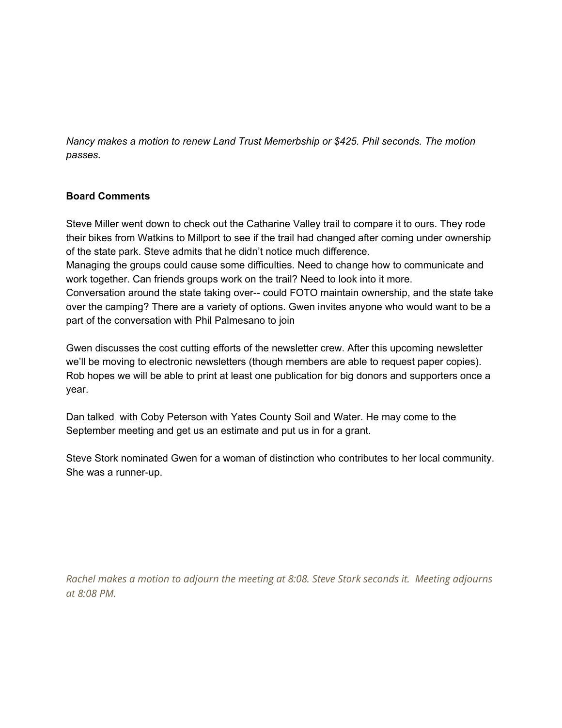*Nancy makes a motion to renew Land Trust Memerbship or $425. Phil seconds. The motion passes.*

**Board Comments**

Steve Miller went down to check out the Catharine Valley trail to compare it to ours. They rode their bikes from Watkins to Millport to see if the trail had changed after coming under ownership of the state park. Steve admits that he didn't notice much difference.
Managing the groups could cause some difficulties. Need to change how to communicate and work together. Can friends groups work on the trail? Need to look into it more.
Conversation around the state taking over-- could FOTO maintain ownership, and the state take over the camping? There are a variety of options. Gwen invites anyone who would want to be a part of the conversation with Phil Palmesano to join

Gwen discusses the cost cutting efforts of the newsletter crew. After this upcoming newsletter we'll be moving to electronic newsletters (though members are able to request paper copies). Rob hopes we will be able to print at least one publication for big donors and supporters once a year.

Dan talked with Coby Peterson with Yates County Soil and Water. He may come to the September meeting and get us an estimate and put us in for a grant.

Steve Stork nominated Gwen for a woman of distinction who contributes to her local community. She was a runner-up.

*Rachel makes a motion to adjourn the meeting at 8:08. Steve Stork seconds it. Meeting adjourns at 8:08 PM.*